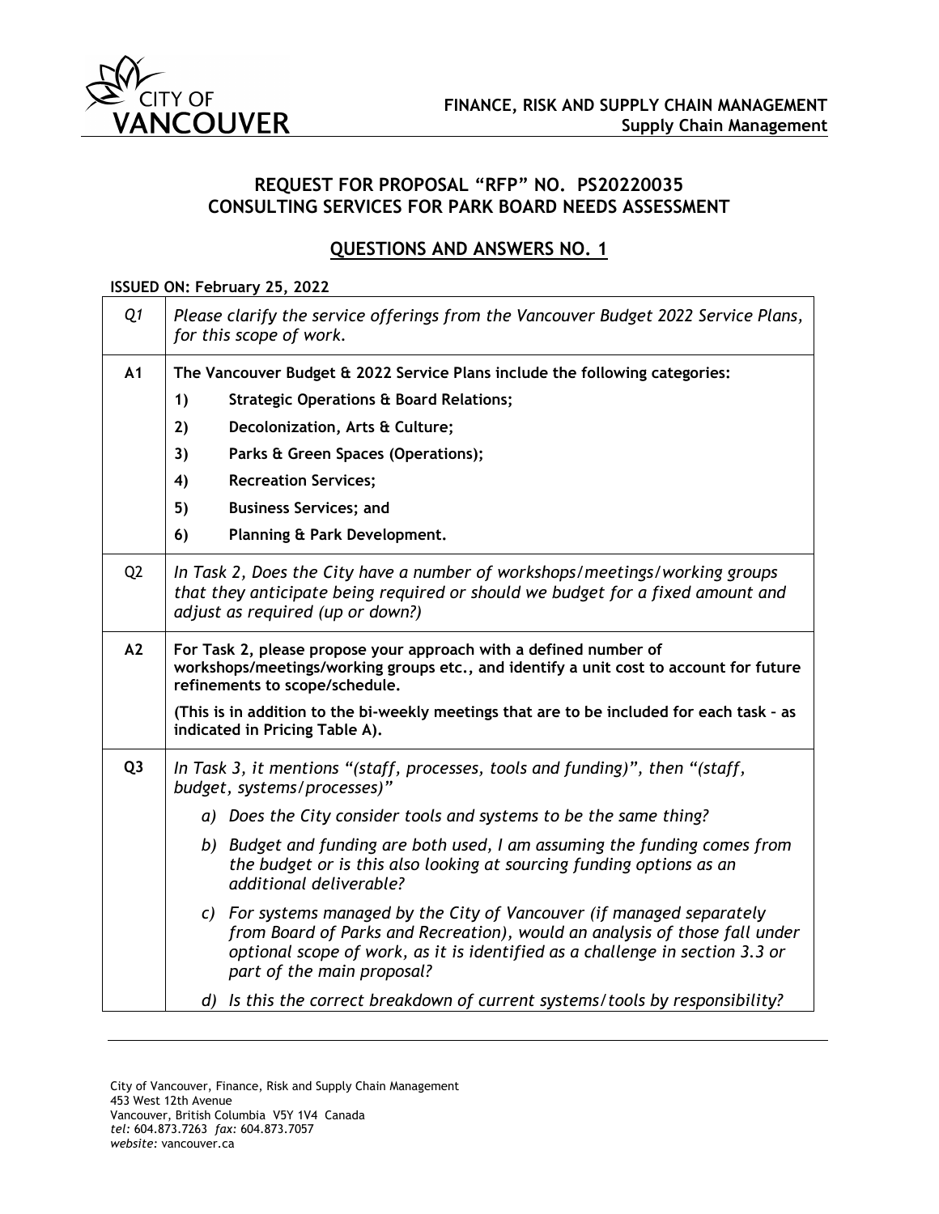**FINANCE, RISK AND SUPPLY CHAIN MANAGEMENT**
**Supply Chain Management**

## REQUEST FOR PROPOSAL "RFP" NO. PS20220035
## CONSULTING SERVICES FOR PARK BOARD NEEDS ASSESSMENT

## QUESTIONS AND ANSWERS NO. 1

**ISSUED ON: February 25, 2022**

| | |
|---|---|
| *Q1* | *Please clarify the service offerings from the Vancouver Budget 2022 Service Plans, for this scope of work.* |
| **A1** | **The Vancouver Budget & 2022 Service Plans include the following categories:**<br>**1) Strategic Operations & Board Relations;**<br>**2) Decolonization, Arts & Culture;**<br>**3) Parks & Green Spaces (Operations);**<br>**4) Recreation Services;**<br>**5) Business Services; and**<br>**6) Planning & Park Development.** |
| Q2 | *In Task 2, Does the City have a number of workshops/meetings/working groups that they anticipate being required or should we budget for a fixed amount and adjust as required (up or down?)* |
| **A2** | **For Task 2, please propose your approach with a defined number of workshops/meetings/working groups etc., and identify a unit cost to account for future refinements to scope/schedule.**<br>**(This is in addition to the bi-weekly meetings that are to be included for each task – as indicated in Pricing Table A).** |
| **Q3** | *In Task 3, it mentions "(staff, processes, tools and funding)", then "(staff, budget, systems/processes)"*<br>*a) Does the City consider tools and systems to be the same thing?*<br>*b) Budget and funding are both used, I am assuming the funding comes from the budget or is this also looking at sourcing funding options as an additional deliverable?*<br>*c) For systems managed by the City of Vancouver (if managed separately from Board of Parks and Recreation), would an analysis of those fall under optional scope of work, as it is identified as a challenge in section 3.3 or part of the main proposal?*<br>*d) Is this the correct breakdown of current systems/tools by responsibility?* |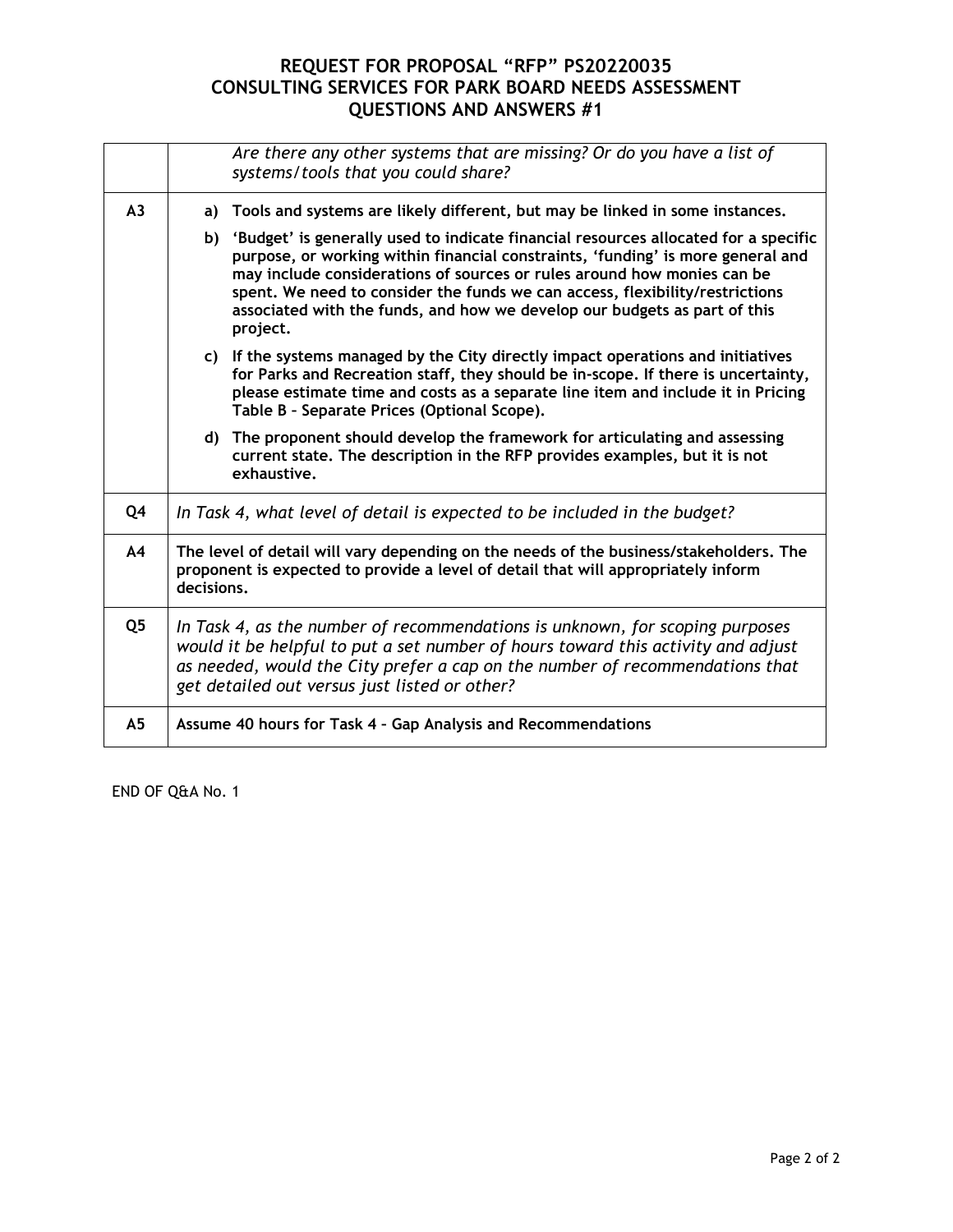# REQUEST FOR PROPOSAL "RFP" PS20220035
# CONSULTING SERVICES FOR PARK BOARD NEEDS ASSESSMENT
# QUESTIONS AND ANSWERS #1

| | |
|---|---|
| | *Are there any other systems that are missing? Or do you have a list of systems/tools that you could share?* |
| A3 | **a) Tools and systems are likely different, but may be linked in some instances.**<br>**b) 'Budget' is generally used to indicate financial resources allocated for a specific purpose, or working within financial constraints, 'funding' is more general and may include considerations of sources or rules around how monies can be spent. We need to consider the funds we can access, flexibility/restrictions associated with the funds, and how we develop our budgets as part of this project.**<br>**c) If the systems managed by the City directly impact operations and initiatives for Parks and Recreation staff, they should be in-scope. If there is uncertainty, please estimate time and costs as a separate line item and include it in Pricing Table B – Separate Prices (Optional Scope).**<br>**d) The proponent should develop the framework for articulating and assessing current state. The description in the RFP provides examples, but it is not exhaustive.** |
| Q4 | *In Task 4, what level of detail is expected to be included in the budget?* |
| A4 | **The level of detail will vary depending on the needs of the business/stakeholders. The proponent is expected to provide a level of detail that will appropriately inform decisions.** |
| Q5 | *In Task 4, as the number of recommendations is unknown, for scoping purposes would it be helpful to put a set number of hours toward this activity and adjust as needed, would the City prefer a cap on the number of recommendations that get detailed out versus just listed or other?* |
| A5 | **Assume 40 hours for Task 4 – Gap Analysis and Recommendations** |

END OF Q&A No. 1